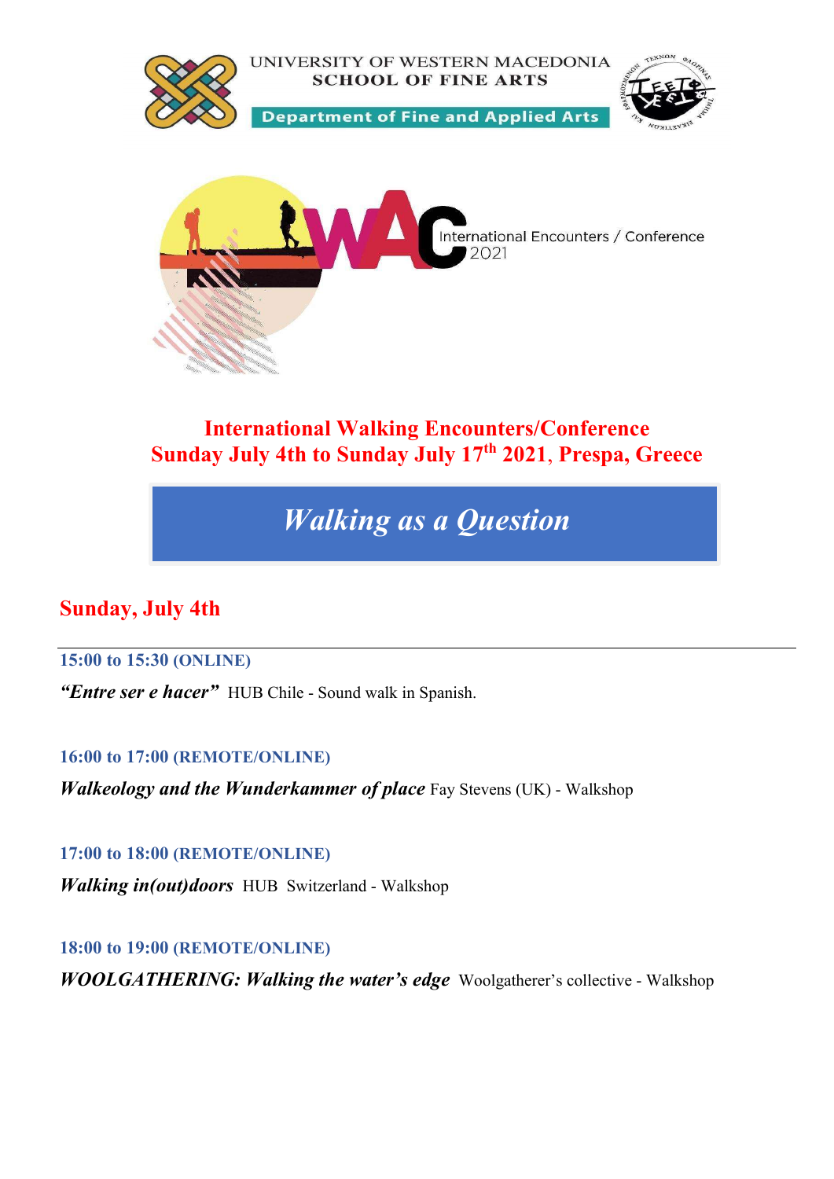UNIVERSITY OF WESTERN MACEDONIA
SCHOOL OF FINE ARTS

Department of Fine and Applied Arts

WAC International Encounters / Conference 2021

# International Walking Encounters/Conference
# Sunday July 4th to Sunday July 17th 2021, Prespa, Greece

## *Walking as a Question*

## Sunday, July 4th

---

**15:00 to 15:30 (ONLINE)**

***"Entre ser e hacer"*** HUB Chile - Sound walk in Spanish.

**16:00 to 17:00 (REMOTE/ONLINE)**

***Walkeology and the Wunderkammer of place*** Fay Stevens (UK) - Walkshop

**17:00 to 18:00 (REMOTE/ONLINE)**

***Walking in(out)doors*** HUB Switzerland - Walkshop

**18:00 to 19:00 (REMOTE/ONLINE)**

***WOOLGATHERING: Walking the water's edge*** Woolgatherer's collective - Walkshop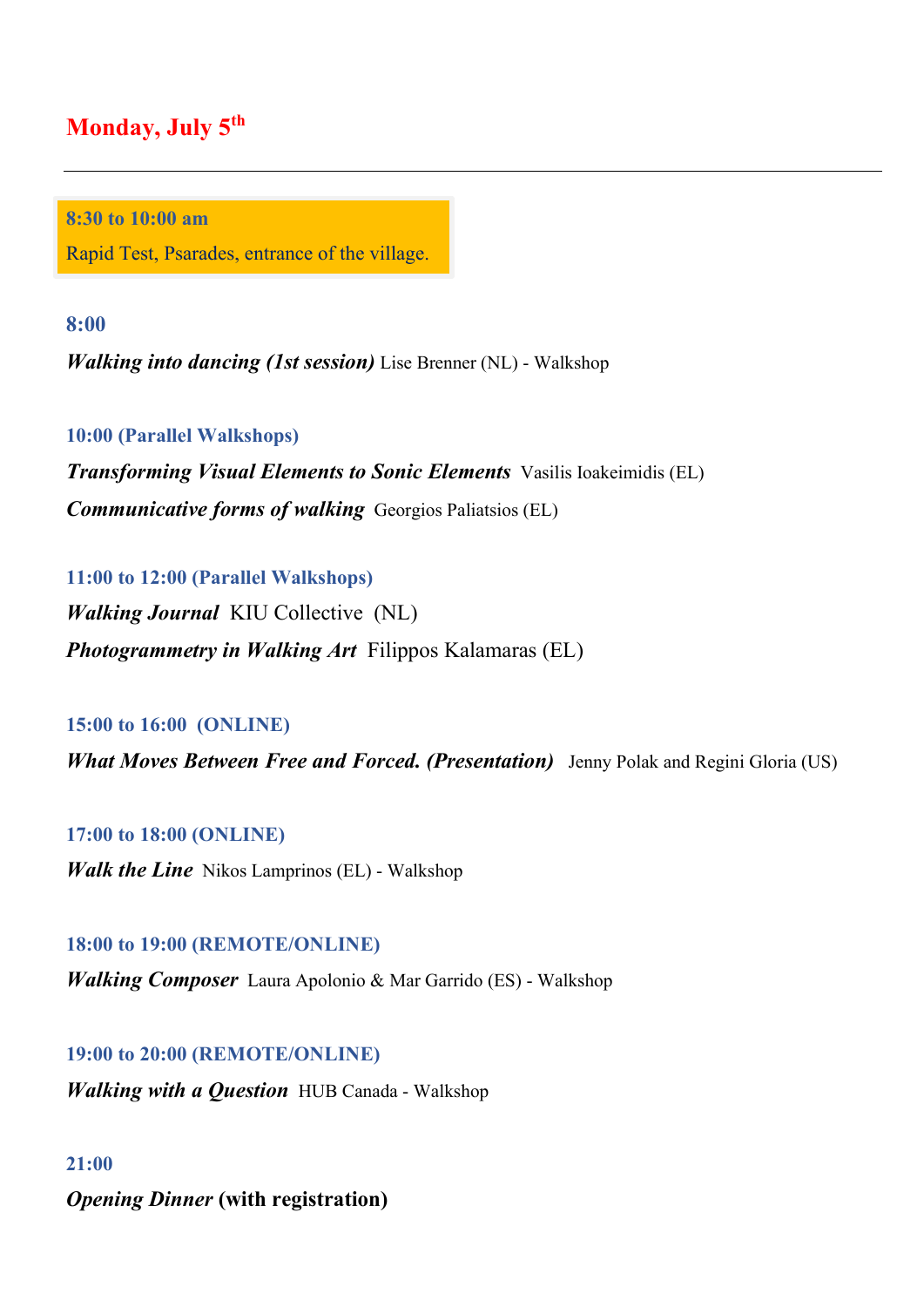## Monday, July 5th

---

**8:30 to 10:00 am**

Rapid Test, Psarades, entrance of the village.

**8:00**

***Walking into dancing (1st session)*** Lise Brenner (NL) - Walkshop

**10:00 (Parallel Walkshops)**

***Transforming Visual Elements to Sonic Elements*** Vasilis Ioakeimidis (EL)

***Communicative forms of walking*** Georgios Paliatsios (EL)

**11:00 to 12:00 (Parallel Walkshops)**

***Walking Journal*** KIU Collective (NL)

***Photogrammetry in Walking Art*** Filippos Kalamaras (EL)

**15:00 to 16:00 (ONLINE)**

***What Moves Between Free and Forced. (Presentation)*** Jenny Polak and Regini Gloria (US)

**17:00 to 18:00 (ONLINE)**

***Walk the Line*** Nikos Lamprinos (EL) - Walkshop

**18:00 to 19:00 (REMOTE/ONLINE)**

***Walking Composer*** Laura Apolonio & Mar Garrido (ES) - Walkshop

**19:00 to 20:00 (REMOTE/ONLINE)**

***Walking with a Question*** HUB Canada - Walkshop

**21:00**

***Opening Dinner*** **(with registration)**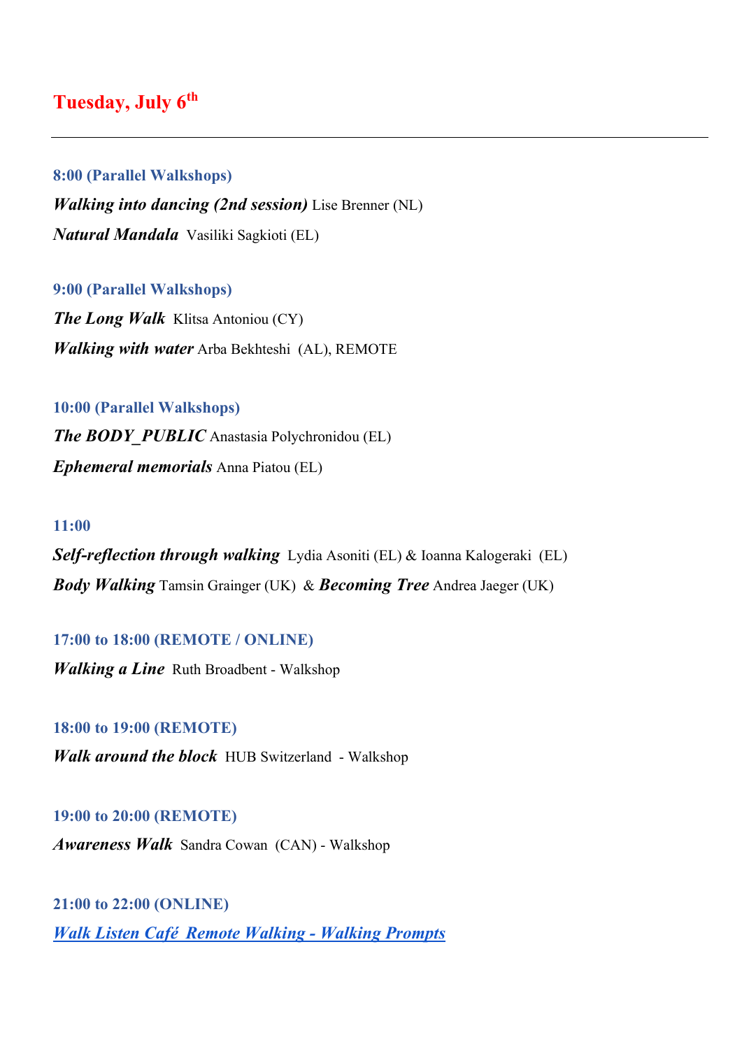## Tuesday, July 6th

---

**8:00 (Parallel Walkshops)**

***Walking into dancing (2nd session)*** Lise Brenner (NL)

***Natural Mandala*** Vasiliki Sagkioti (EL)

**9:00 (Parallel Walkshops)**

***The Long Walk*** Klitsa Antoniou (CY)

***Walking with water*** Arba Bekhteshi (AL), REMOTE

**10:00 (Parallel Walkshops)**

***The BODY_PUBLIC*** Anastasia Polychronidou (EL)

***Ephemeral memorials*** Anna Piatou (EL)

**11:00**

***Self-reflection through walking*** Lydia Asoniti (EL) & Ioanna Kalogeraki (EL)

***Body Walking*** Tamsin Grainger (UK) & ***Becoming Tree*** Andrea Jaeger (UK)

**17:00 to 18:00 (REMOTE / ONLINE)**

***Walking a Line*** Ruth Broadbent - Walkshop

**18:00 to 19:00 (REMOTE)**

***Walk around the block*** HUB Switzerland - Walkshop

**19:00 to 20:00 (REMOTE)**

***Awareness Walk*** Sandra Cowan (CAN) - Walkshop

**21:00 to 22:00 (ONLINE)**

***Walk Listen Café Remote Walking - Walking Prompts***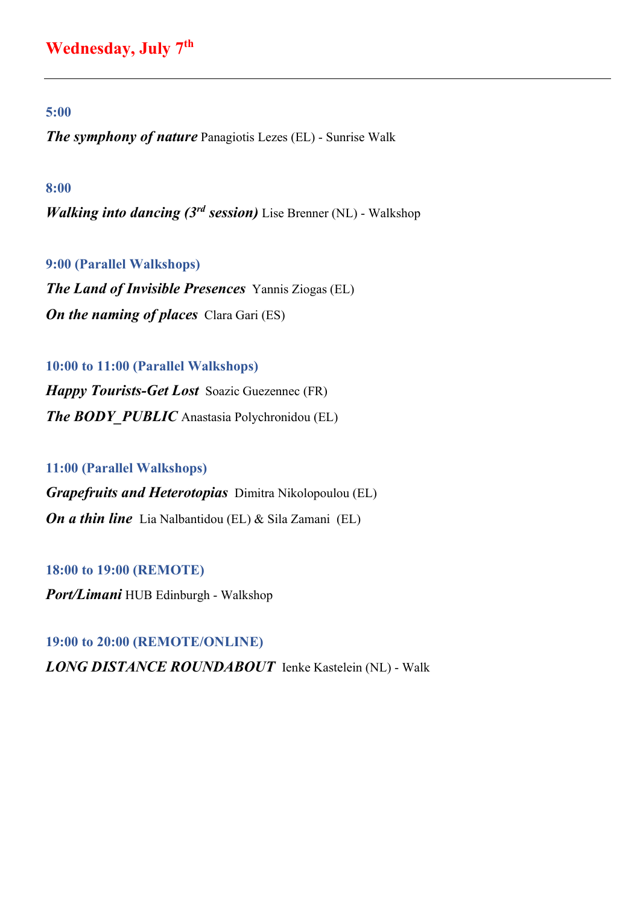## Wednesday, July 7th

---

**5:00**

***The symphony of nature*** Panagiotis Lezes (EL) - Sunrise Walk

**8:00**

***Walking into dancing (3rd session)*** Lise Brenner (NL) - Walkshop

**9:00 (Parallel Walkshops)**

***The Land of Invisible Presences*** Yannis Ziogas (EL)

***On the naming of places*** Clara Gari (ES)

**10:00 to 11:00 (Parallel Walkshops)**

***Happy Tourists-Get Lost*** Soazic Guezennec (FR)

***The BODY_PUBLIC*** Anastasia Polychronidou (EL)

**11:00 (Parallel Walkshops)**

***Grapefruits and Heterotopias*** Dimitra Nikolopoulou (EL)

***On a thin line*** Lia Nalbantidou (EL) & Sila Zamani (EL)

**18:00 to 19:00 (REMOTE)**

***Port/Limani*** HUB Edinburgh - Walkshop

**19:00 to 20:00 (REMOTE/ONLINE)**

***LONG DISTANCE ROUNDABOUT*** Ienke Kastelein (NL) - Walk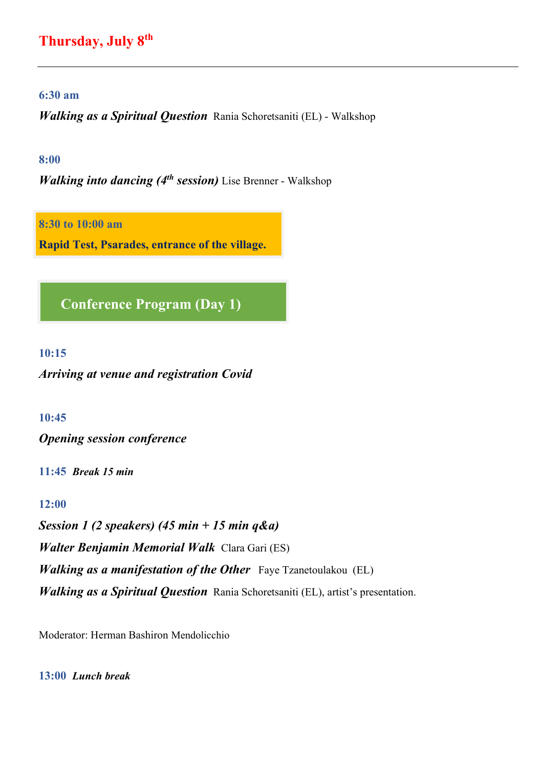## Thursday, July 8th

---

**6:30 am**

***Walking as a Spiritual Question*** Rania Schoretsaniti (EL) - Walkshop

**8:00**

***Walking into dancing (4th session)*** Lise Brenner - Walkshop

**8:30 to 10:00 am**

**Rapid Test, Psarades, entrance of the village.**

## Conference Program (Day 1)

**10:15**

***Arriving at venue and registration Covid***

**10:45**

***Opening session conference***

**11:45** ***Break 15 min***

**12:00**

***Session 1 (2 speakers) (45 min + 15 min q&a)***

***Walter Benjamin Memorial Walk*** Clara Gari (ES)

***Walking as a manifestation of the Other*** Faye Tzanetoulakou (EL)

***Walking as a Spiritual Question*** Rania Schoretsaniti (EL), artist's presentation.

Moderator: Herman Bashiron Mendolicchio

**13:00** ***Lunch break***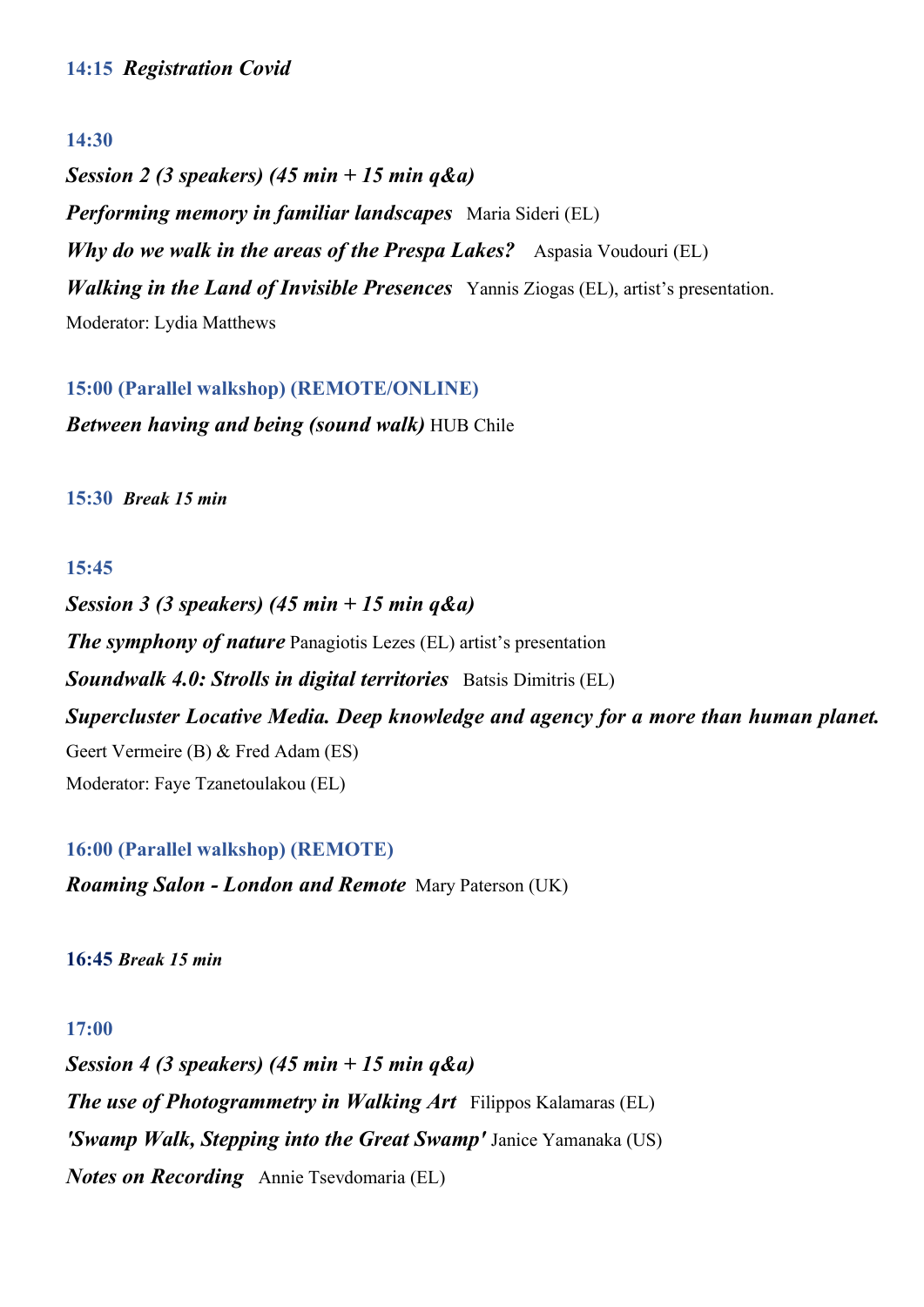**14:15** ***Registration Covid***

**14:30**

***Session 2 (3 speakers) (45 min + 15 min q&a)***

***Performing memory in familiar landscapes*** Maria Sideri (EL)

***Why do we walk in the areas of the Prespa Lakes?*** Aspasia Voudouri (EL)

***Walking in the Land of Invisible Presences*** Yannis Ziogas (EL), artist's presentation.

Moderator: Lydia Matthews

**15:00 (Parallel walkshop) (REMOTE/ONLINE)**

***Between having and being (sound walk)*** HUB Chile

**15:30** ***Break 15 min***

**15:45**

***Session 3 (3 speakers) (45 min + 15 min q&a)***

***The symphony of nature*** Panagiotis Lezes (EL) artist's presentation

***Soundwalk 4.0: Strolls in digital territories*** Batsis Dimitris (EL)

***Supercluster Locative Media. Deep knowledge and agency for a more than human planet.***

Geert Vermeire (B) & Fred Adam (ES)

Moderator: Faye Tzanetoulakou (EL)

**16:00 (Parallel walkshop) (REMOTE)**

***Roaming Salon - London and Remote*** Mary Paterson (UK)

**16:45** ***Break 15 min***

**17:00**

***Session 4 (3 speakers) (45 min + 15 min q&a)***

***The use of Photogrammetry in Walking Art*** Filippos Kalamaras (EL)

***'Swamp Walk, Stepping into the Great Swamp'*** Janice Yamanaka (US)

***Notes on Recording*** Annie Tsevdomaria (EL)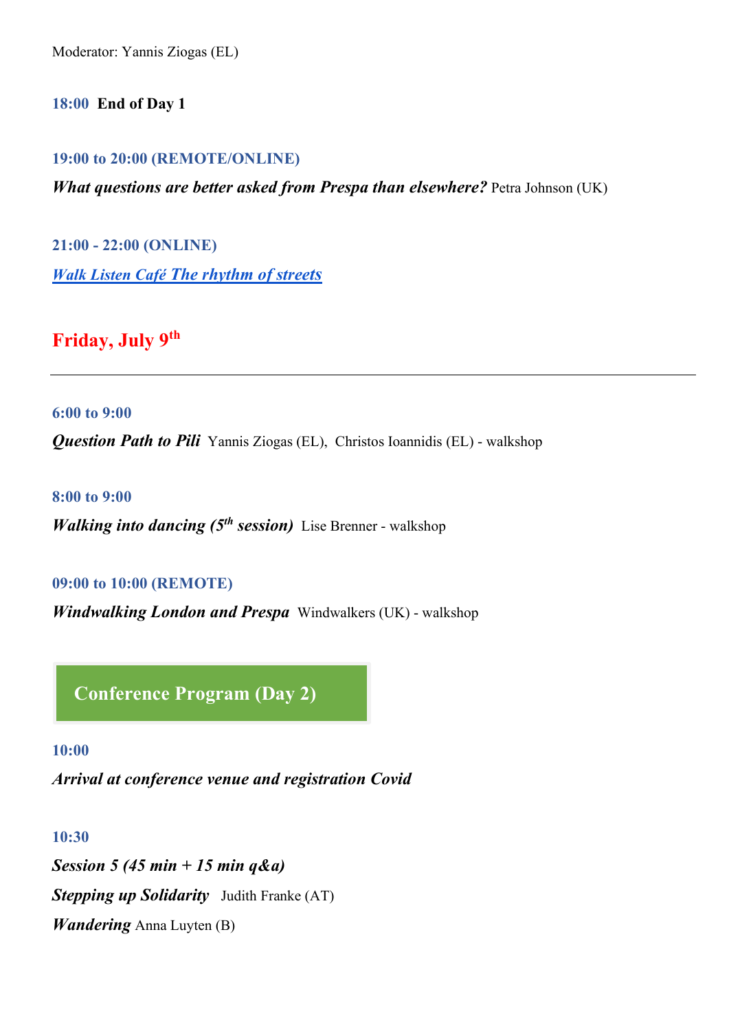Moderator: Yannis Ziogas (EL)

**18:00 End of Day 1**

**19:00 to 20:00 (REMOTE/ONLINE)**

***What questions are better asked from Prespa than elsewhere?*** Petra Johnson (UK)

**21:00 - 22:00 (ONLINE)**

***Walk Listen Café The rhythm of streets***

## Friday, July 9th

---

**6:00 to 9:00**

***Question Path to Pili*** Yannis Ziogas (EL), Christos Ioannidis (EL) - walkshop

**8:00 to 9:00**

***Walking into dancing (5th session)*** Lise Brenner - walkshop

**09:00 to 10:00 (REMOTE)**

***Windwalking London and Prespa*** Windwalkers (UK) - walkshop

### Conference Program (Day 2)

**10:00**

***Arrival at conference venue and registration Covid***

**10:30**

***Session 5 (45 min + 15 min q&a)***

***Stepping up Solidarity*** Judith Franke (AT)

***Wandering*** Anna Luyten (B)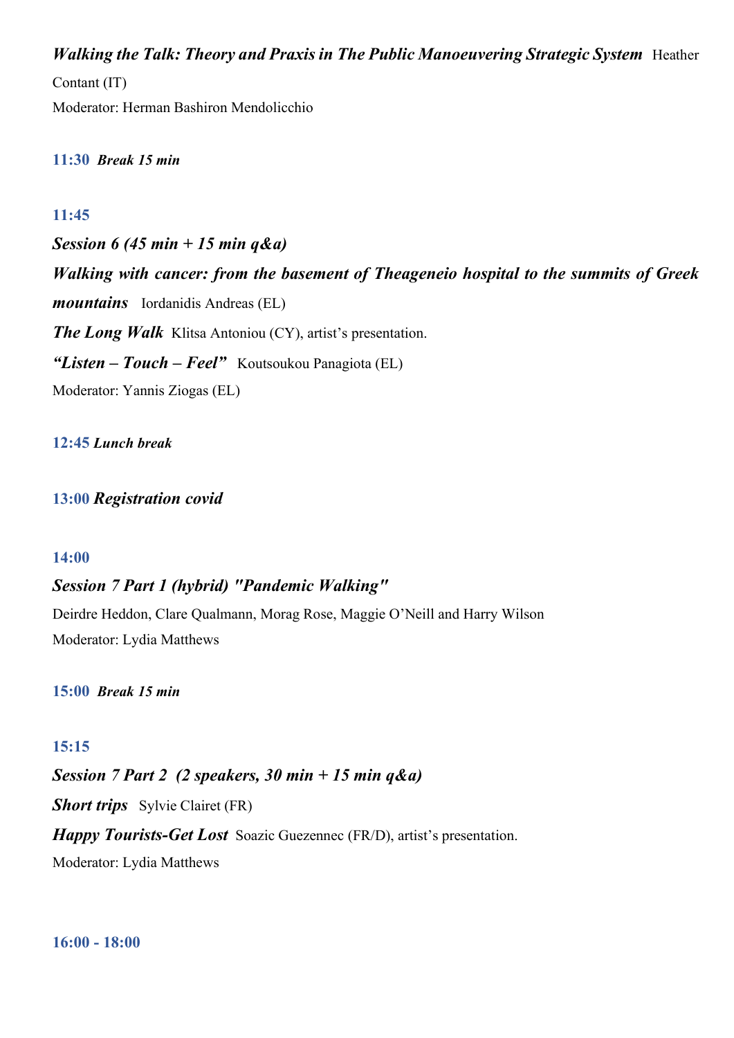***Walking the Talk: Theory and Praxis in The Public Manoeuvering Strategic System*** Heather Contant (IT)

Moderator: Herman Bashiron Mendolicchio

**11:30** ***Break 15 min***

**11:45**

***Session 6 (45 min + 15 min q&a)***

***Walking with cancer: from the basement of Theageneio hospital to the summits of Greek mountains*** Iordanidis Andreas (EL)

***The Long Walk*** Klitsa Antoniou (CY), artist's presentation.

***"Listen – Touch – Feel"*** Koutsoukou Panagiota (EL)

Moderator: Yannis Ziogas (EL)

**12:45** ***Lunch break***

**13:00** ***Registration covid***

**14:00**

***Session 7 Part 1 (hybrid) "Pandemic Walking"***

Deirdre Heddon, Clare Qualmann, Morag Rose, Maggie O'Neill and Harry Wilson

Moderator: Lydia Matthews

**15:00** ***Break 15 min***

**15:15**

***Session 7 Part 2 (2 speakers, 30 min + 15 min q&a)***

***Short trips*** Sylvie Clairet (FR)

***Happy Tourists-Get Lost*** Soazic Guezennec (FR/D), artist's presentation.

Moderator: Lydia Matthews

**16:00 - 18:00**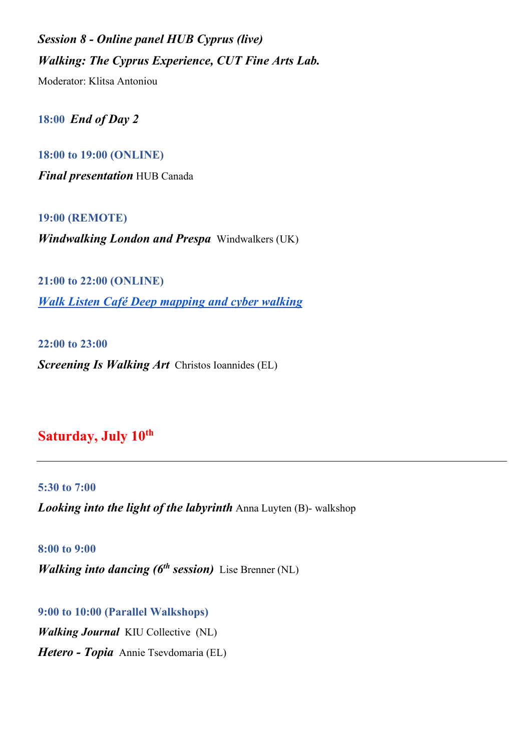***Session 8 - Online panel HUB Cyprus (live)***

***Walking: The Cyprus Experience, CUT Fine Arts Lab.***

Moderator: Klitsa Antoniou

**18:00** ***End of Day 2***

**18:00 to 19:00 (ONLINE)**

***Final presentation*** HUB Canada

**19:00 (REMOTE)**

***Windwalking London and Prespa*** Windwalkers (UK)

**21:00 to 22:00 (ONLINE)**

***Walk Listen Café Deep mapping and cyber walking***

**22:00 to 23:00**

***Screening Is Walking Art*** Christos Ioannides (EL)

## Saturday, July 10th

---

**5:30 to 7:00**

***Looking into the light of the labyrinth*** Anna Luyten (B)- walkshop

**8:00 to 9:00**

***Walking into dancing (6th session)*** Lise Brenner (NL)

**9:00 to 10:00 (Parallel Walkshops)**

***Walking Journal*** KIU Collective (NL)

***Hetero - Topia*** Annie Tsevdomaria (EL)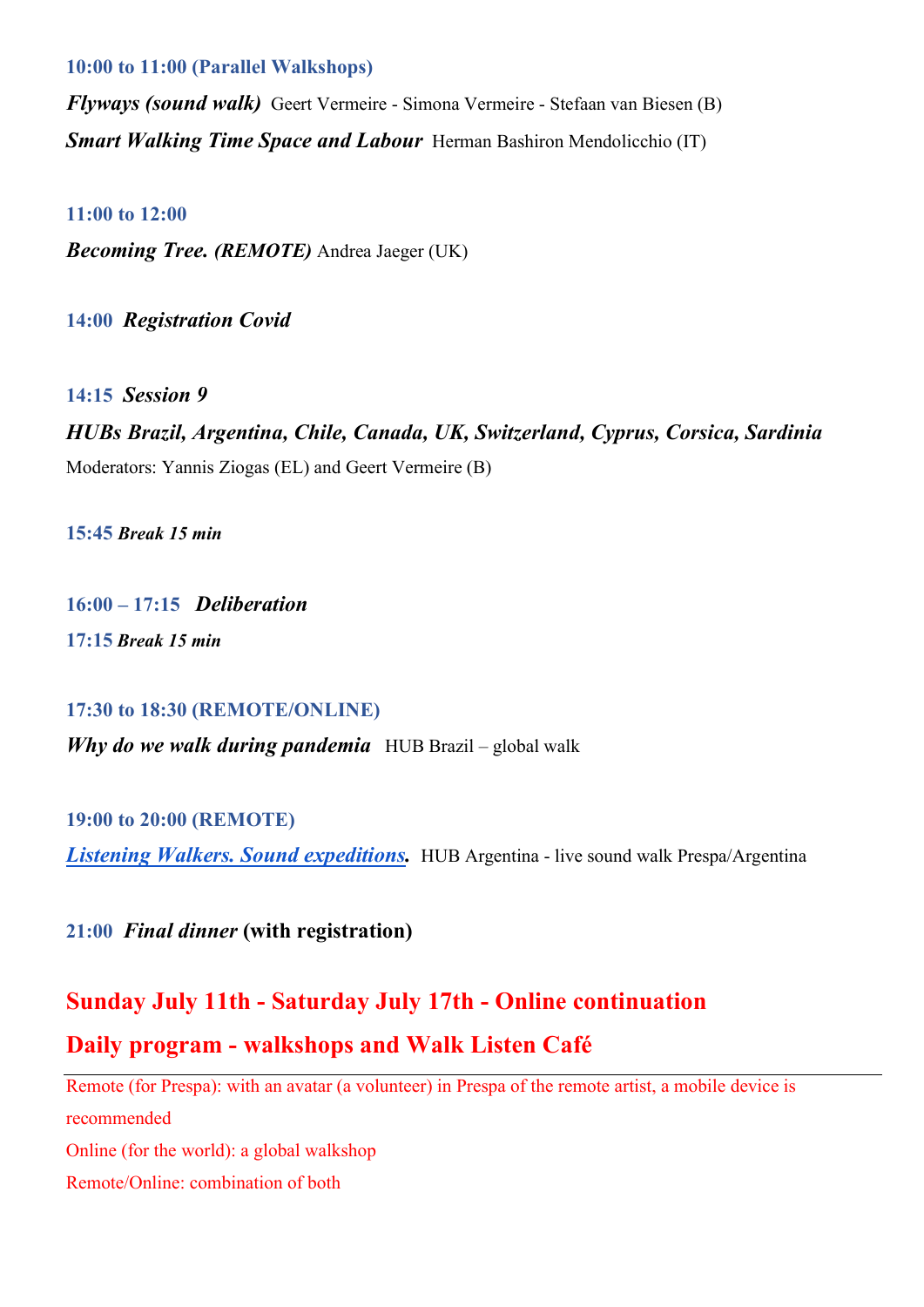**10:00 to 11:00 (Parallel Walkshops)**

***Flyways (sound walk)*** Geert Vermeire - Simona Vermeire - Stefaan van Biesen (B)

***Smart Walking Time Space and Labour*** Herman Bashiron Mendolicchio (IT)

**11:00 to 12:00**

***Becoming Tree. (REMOTE)*** Andrea Jaeger (UK)

**14:00** ***Registration Covid***

**14:15** ***Session 9***

***HUBs Brazil, Argentina, Chile, Canada, UK, Switzerland, Cyprus, Corsica, Sardinia***

Moderators: Yannis Ziogas (EL) and Geert Vermeire (B)

**15:45** ***Break 15 min***

**16:00 – 17:15** ***Deliberation***

**17:15** ***Break 15 min***

**17:30 to 18:30 (REMOTE/ONLINE)**

***Why do we walk during pandemia*** HUB Brazil – global walk

**19:00 to 20:00 (REMOTE)**

***Listening Walkers. Sound expeditions.*** HUB Argentina - live sound walk Prespa/Argentina

**21:00** ***Final dinner*** **(with registration)**

## Sunday July 11th - Saturday July 17th - Online continuation

## Daily program - walkshops and Walk Listen Café

---

Remote (for Prespa): with an avatar (a volunteer) in Prespa of the remote artist, a mobile device is recommended

Online (for the world): a global walkshop

Remote/Online: combination of both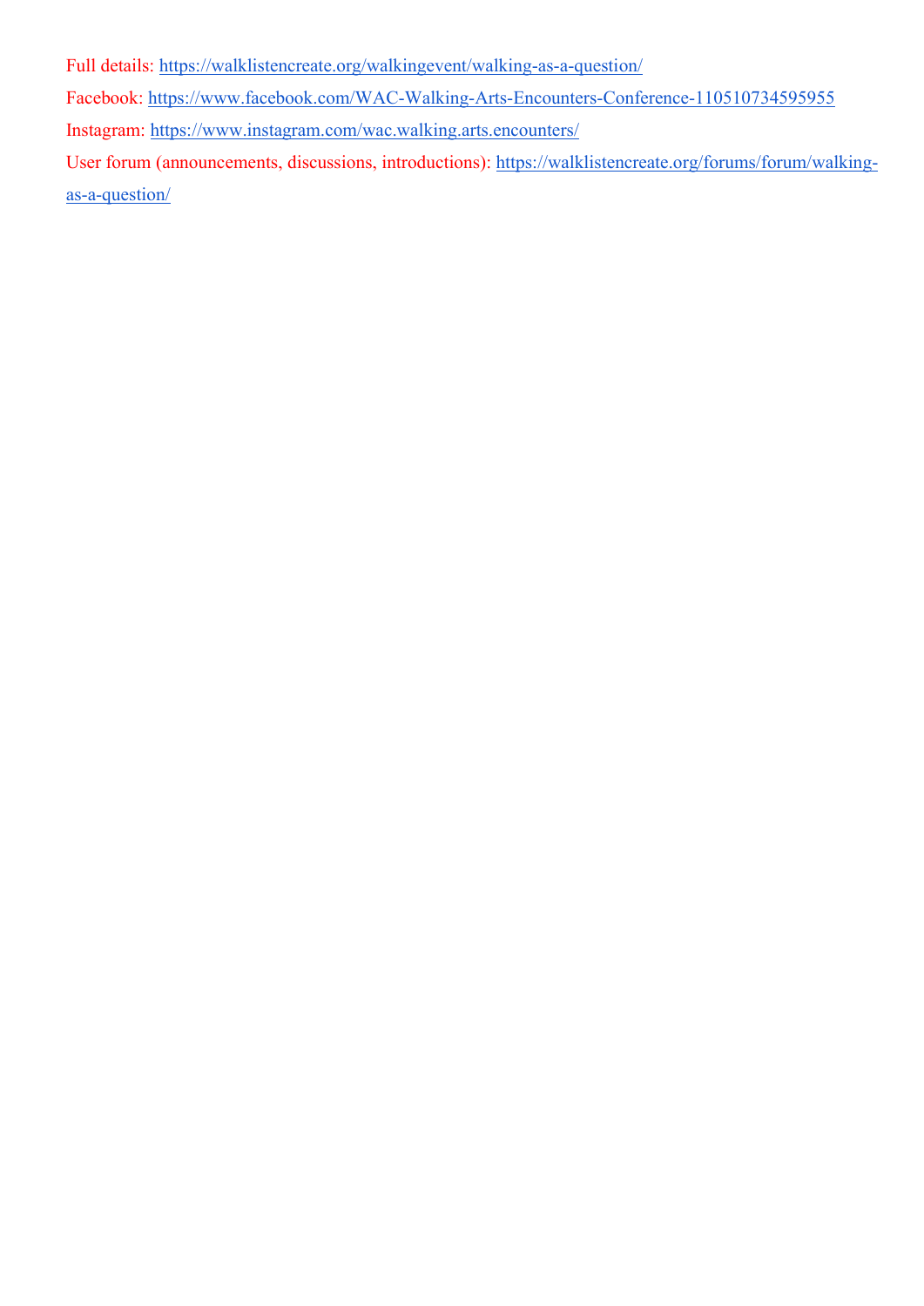Full details: https://walklistencreate.org/walkingevent/walking-as-a-question/

Facebook: https://www.facebook.com/WAC-Walking-Arts-Encounters-Conference-110510734595955

Instagram: https://www.instagram.com/wac.walking.arts.encounters/

User forum (announcements, discussions, introductions): https://walklistencreate.org/forums/forum/walking-as-a-question/